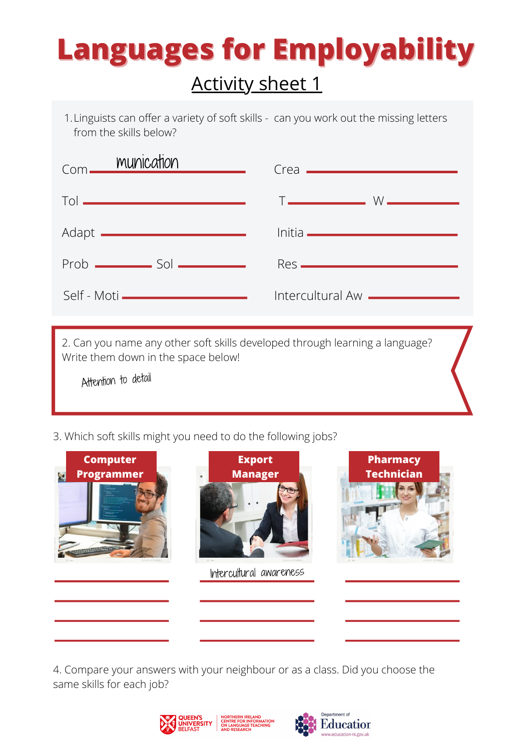# Languages for Employability

## Activity sheet 1

1. Linguists can offer a variety of soft skills - can you work out the missing letters from the skills below?

Com munication

Crea ______

Tol ______

T ______ W ______

Adapt ______

Initia ______

Prob ______ Sol ______

Res ______

Self - Moti ______

Intercultural Aw ______

2. Can you name any other soft skills developed through learning a language? Write them down in the space below!

Attention to detail

3. Which soft skills might you need to do the following jobs?

**Computer Programmer**

______

______

______

______

**Export Manager**

Intercultural awareness

______

______

______

**Pharmacy Technician**

______

______

______

______

4. Compare your answers with your neighbour or as a class. Did you choose the same skills for each job?

QUEEN'S UNIVERSITY BELFAST | NORTHERN IRELAND CENTRE FOR INFORMATION ON LANGUAGE TEACHING AND RESEARCH | Department of Education www.education-ni.gov.uk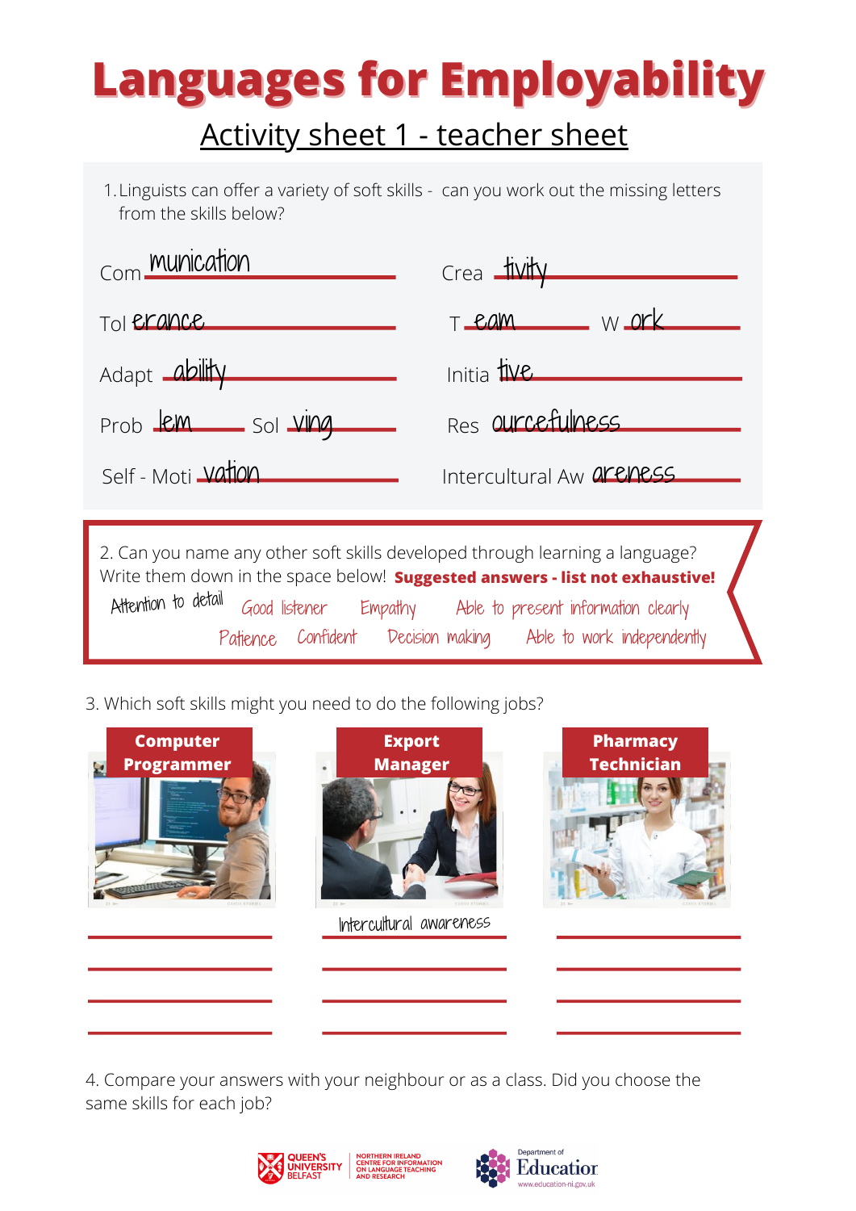# Languages for Employability

## Activity sheet 1 - teacher sheet

1. Linguists can offer a variety of soft skills - can you work out the missing letters from the skills below?

| | |
|---|---|
| Com munication | Crea tivity |
| Tol erance | T eam W ork |
| Adapt ability | Initia tive |
| Prob lem Sol ving | Res ourcefulness |
| Self - Moti vation | Intercultural Aw areness |

2. Can you name any other soft skills developed through learning a language? Write them down in the space below! **Suggested answers - list not exhaustive!**

Attention to detail    Good listener    Empathy    Able to present information clearly
Patience    Confident    Decision making    Able to work independently

3. Which soft skills might you need to do the following jobs?

| Computer Programmer | Export Manager | Pharmacy Technician |
|---|---|---|
| | Intercultural awareness | |
| | | |
| | | |
| | | |

4. Compare your answers with your neighbour or as a class. Did you choose the same skills for each job?

Queen's University Belfast | Northern Ireland Centre for Information on Language Teaching and Research | Department of Education www.education-ni.gov.uk